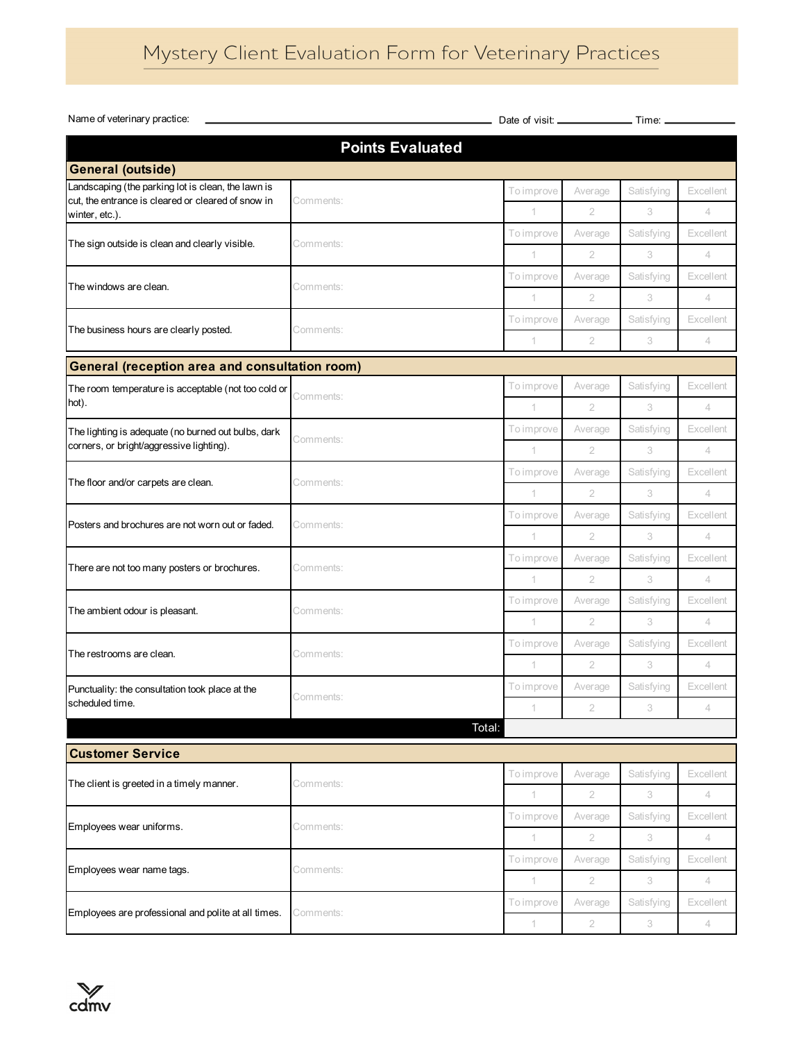# Mystery Client Evaluation Form for Veterinary Practices

Name of veterinary practice: ______________________ Date of visit: __________ Time: __________

## Points Evaluated

| General (outside) | | | | | |
|---|---|---|---|---|---|
| | | To improve | Average | Satisfying | Excellent |
| Landscaping (the parking lot is clean, the lawn is cut, the entrance is cleared or cleared of snow in winter, etc.). | Comments: | 1 | 2 | 3 | 4 |
| The sign outside is clean and clearly visible. | Comments: | 1 | 2 | 3 | 4 |
| The windows are clean. | Comments: | 1 | 2 | 3 | 4 |
| The business hours are clearly posted. | Comments: | 1 | 2 | 3 | 4 |

| General (reception area and consultation room) | | | | | |
|---|---|---|---|---|---|
| | | To improve | Average | Satisfying | Excellent |
| The room temperature is acceptable (not too cold or hot). | Comments: | 1 | 2 | 3 | 4 |
| The lighting is adequate (no burned out bulbs, dark corners, or bright/aggressive lighting). | Comments: | 1 | 2 | 3 | 4 |
| The floor and/or carpets are clean. | Comments: | 1 | 2 | 3 | 4 |
| Posters and brochures are not worn out or faded. | Comments: | 1 | 2 | 3 | 4 |
| There are not too many posters or brochures. | Comments: | 1 | 2 | 3 | 4 |
| The ambient odour is pleasant. | Comments: | 1 | 2 | 3 | 4 |
| The restrooms are clean. | Comments: | 1 | 2 | 3 | 4 |
| Punctuality: the consultation took place at the scheduled time. | Comments: | 1 | 2 | 3 | 4 |
| | Total: | | | | |

| Customer Service | | | | | |
|---|---|---|---|---|---|
| | | To improve | Average | Satisfying | Excellent |
| The client is greeted in a timely manner. | Comments: | 1 | 2 | 3 | 4 |
| Employees wear uniforms. | Comments: | 1 | 2 | 3 | 4 |
| Employees wear name tags. | Comments: | 1 | 2 | 3 | 4 |
| Employees are professional and polite at all times. | Comments: | 1 | 2 | 3 | 4 |

cdmv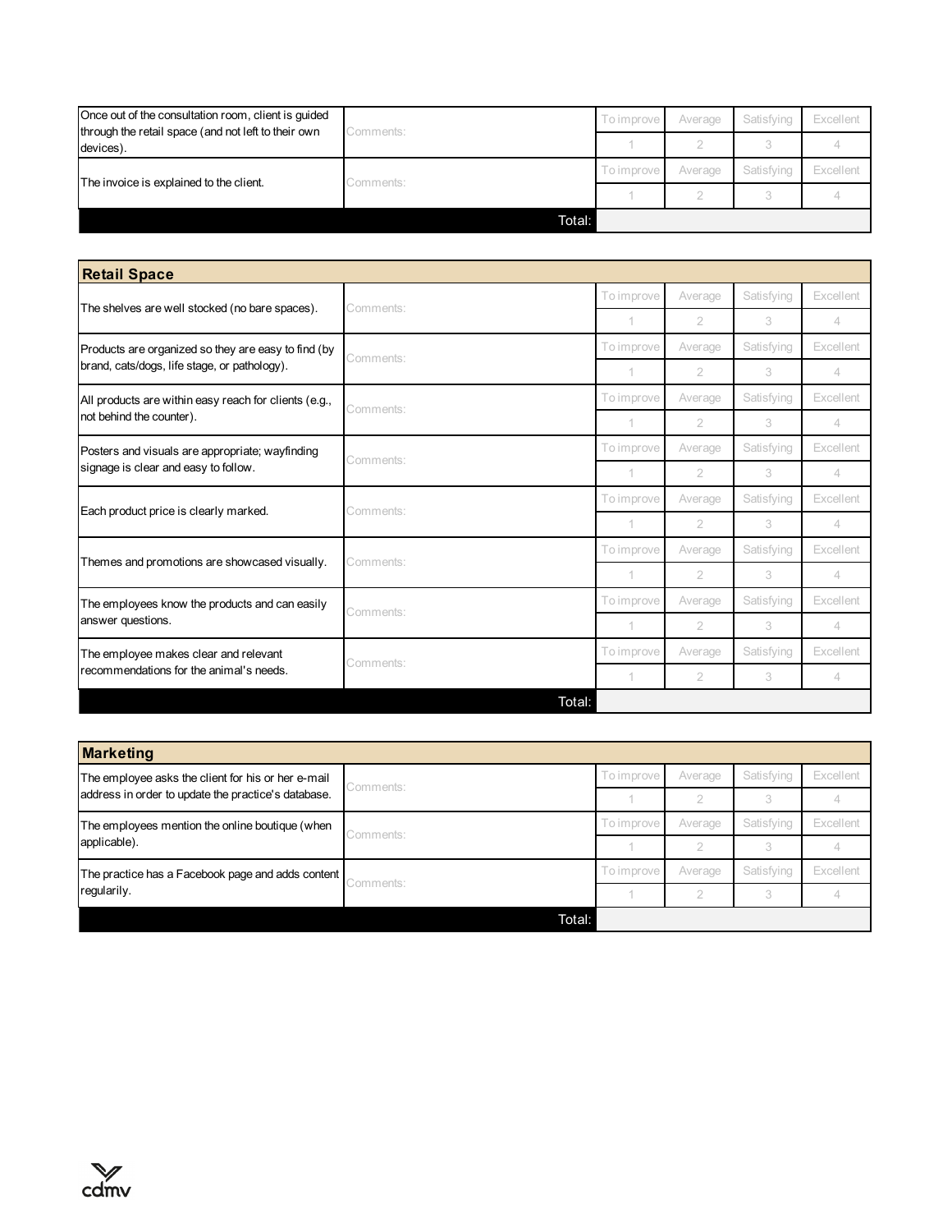| | | | | | |
|---|---|---|---|---|---|
| Once out of the consultation room, client is guided through the retail space (and not left to their own devices). | Comments: | To improve<br>1 | Average<br>2 | Satisfying<br>3 | Excellent<br>4 |
| The invoice is explained to the client. | Comments: | To improve<br>1 | Average<br>2 | Satisfying<br>3 | Excellent<br>4 |
| | Total: | | | | |

| Retail Space | | | | | |
|---|---|---|---|---|---|
| The shelves are well stocked (no bare spaces). | Comments: | To improve<br>1 | Average<br>2 | Satisfying<br>3 | Excellent<br>4 |
| Products are organized so they are easy to find (by brand, cats/dogs, life stage, or pathology). | Comments: | To improve<br>1 | Average<br>2 | Satisfying<br>3 | Excellent<br>4 |
| All products are within easy reach for clients (e.g., not behind the counter). | Comments: | To improve<br>1 | Average<br>2 | Satisfying<br>3 | Excellent<br>4 |
| Posters and visuals are appropriate; wayfinding signage is clear and easy to follow. | Comments: | To improve<br>1 | Average<br>2 | Satisfying<br>3 | Excellent<br>4 |
| Each product price is clearly marked. | Comments: | To improve<br>1 | Average<br>2 | Satisfying<br>3 | Excellent<br>4 |
| Themes and promotions are showcased visually. | Comments: | To improve<br>1 | Average<br>2 | Satisfying<br>3 | Excellent<br>4 |
| The employees know the products and can easily answer questions. | Comments: | To improve<br>1 | Average<br>2 | Satisfying<br>3 | Excellent<br>4 |
| The employee makes clear and relevant recommendations for the animal's needs. | Comments: | To improve<br>1 | Average<br>2 | Satisfying<br>3 | Excellent<br>4 |
| | Total: | | | | |

| Marketing | | | | | |
|---|---|---|---|---|---|
| The employee asks the client for his or her e-mail address in order to update the practice's database. | Comments: | To improve<br>1 | Average<br>2 | Satisfying<br>3 | Excellent<br>4 |
| The employees mention the online boutique (when applicable). | Comments: | To improve<br>1 | Average<br>2 | Satisfying<br>3 | Excellent<br>4 |
| The practice has a Facebook page and adds content regularily. | Comments: | To improve<br>1 | Average<br>2 | Satisfying<br>3 | Excellent<br>4 |
| | Total: | | | | |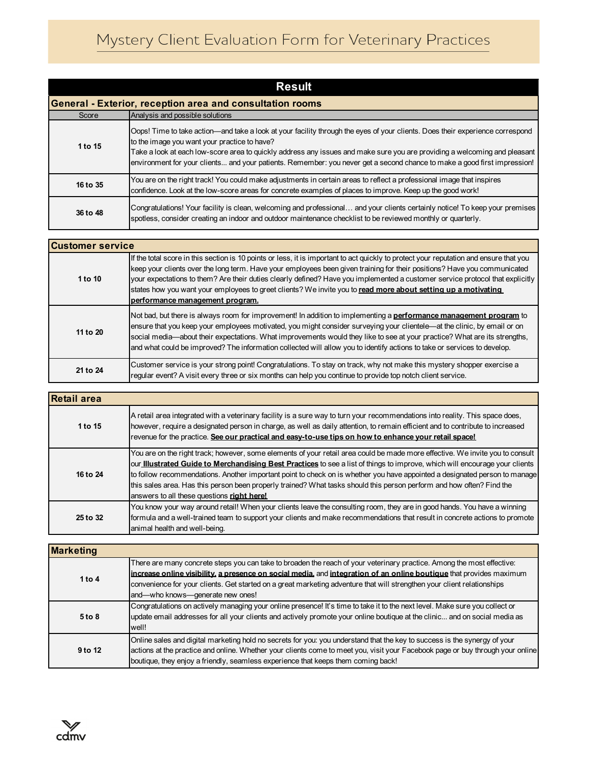# Mystery Client Evaluation Form for Veterinary Practices

## Result

### General - Exterior, reception area and consultation rooms

| Score | Analysis and possible solutions |
|---|---|
| **1 to 15** | Oops! Time to take action—and take a look at your facility through the eyes of your clients. Does their experience correspond to the image you want your practice to have? Take a look at each low-score area to quickly address any issues and make sure you are providing a welcoming and pleasant environment for your clients... and your patients. Remember: you never get a second chance to make a good first impression! |
| **16 to 35** | You are on the right track! You could make adjustments in certain areas to reflect a professional image that inspires confidence. Look at the low-score areas for concrete examples of places to improve. Keep up the good work! |
| **36 to 48** | Congratulations! Your facility is clean, welcoming and professional… and your clients certainly notice! To keep your premises spotless, consider creating an indoor and outdoor maintenance checklist to be reviewed monthly or quarterly. |

### Customer service

| | |
|---|---|
| **1 to 10** | If the total score in this section is 10 points or less, it is important to act quickly to protect your reputation and ensure that you keep your clients over the long term. Have your employees been given training for their positions? Have you communicated your expectations to them? Are their duties clearly defined? Have you implemented a customer service protocol that explicitly states how you want your employees to greet clients? We invite you to **read more about setting up a motivating performance management program.** |
| **11 to 20** | Not bad, but there is always room for improvement! In addition to implementing a **performance management program** to ensure that you keep your employees motivated, you might consider surveying your clientele—at the clinic, by email or on social media—about their expectations. What improvements would they like to see at your practice? What are its strengths, and what could be improved? The information collected will allow you to identify actions to take or services to develop. |
| **21 to 24** | Customer service is your strong point! Congratulations. To stay on track, why not make this mystery shopper exercise a regular event? A visit every three or six months can help you continue to provide top notch client service. |

### Retail area

| | |
|---|---|
| **1 to 15** | A retail area integrated with a veterinary facility is a sure way to turn your recommendations into reality. This space does, however, require a designated person in charge, as well as daily attention, to remain efficient and to contribute to increased revenue for the practice. **See our practical and easy-to-use tips on how to enhance your retail space!** |
| **16 to 24** | You are on the right track; however, some elements of your retail area could be made more effective. We invite you to consult our **Illustrated Guide to Merchandising Best Practices** to see a list of things to improve, which will encourage your clients to follow recommendations. Another important point to check on is whether you have appointed a designated person to manage this sales area. Has this person been properly trained? What tasks should this person perform and how often? Find the answers to all these questions **right here!** |
| **25 to 32** | You know your way around retail! When your clients leave the consulting room, they are in good hands. You have a winning formula and a well-trained team to support your clients and make recommendations that result in concrete actions to promote animal health and well-being. |

### Marketing

| | |
|---|---|
| **1 to 4** | There are many concrete steps you can take to broaden the reach of your veterinary practice. Among the most effective: **increase online visibility**, **a presence on social media**, and **integration of an online boutique** that provides maximum convenience for your clients. Get started on a great marketing adventure that will strengthen your client relationships and—who knows—generate new ones! |
| **5 to 8** | Congratulations on actively managing your online presence! It's time to take it to the next level. Make sure you collect or update email addresses for all your clients and actively promote your online boutique at the clinic... and on social media as well! |
| **9 to 12** | Online sales and digital marketing hold no secrets for you: you understand that the key to success is the synergy of your actions at the practice and online. Whether your clients come to meet you, visit your Facebook page or buy through your online boutique, they enjoy a friendly, seamless experience that keeps them coming back! |

cdmv